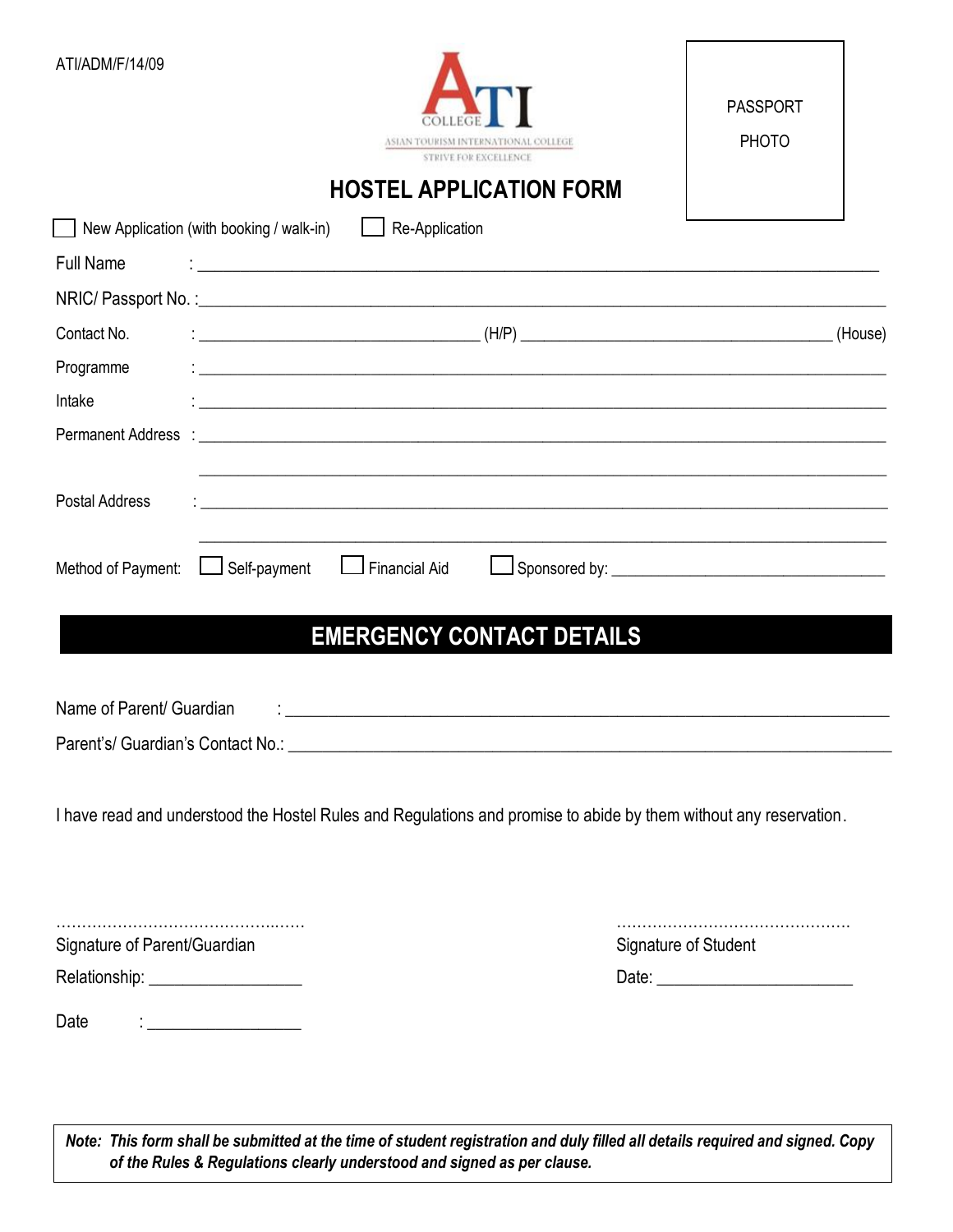ATI/ADM/F/14/09

ATI COLLEGE
ASIAN TOURISM INTERNATIONAL COLLEGE
STRIVE FOR EXCELLENCE

PASSPORT PHOTO

# HOSTEL APPLICATION FORM

☐ New Application (with booking / walk-in) ☐ Re-Application

Full Name : ____________________________________________

NRIC/ Passport No. :____________________________________________

Contact No. : ______________________ (H/P) ______________________ (House)

Programme : ____________________________________________

Intake : ____________________________________________

Permanent Address : ____________________________________________

____________________________________________

Postal Address : ____________________________________________

____________________________________________

Method of Payment: ☐ Self-payment ☐ Financial Aid ☐ Sponsored by: ______________________

## EMERGENCY CONTACT DETAILS

Name of Parent/ Guardian : ____________________________________________

Parent's/ Guardian's Contact No.: ____________________________________________

I have read and understood the Hostel Rules and Regulations and promise to abide by them without any reservation.

…………………………………………
Signature of Parent/Guardian

Relationship: __________________

Date : __________________

…………………………………………
Signature of Student

Date: ______________________

***Note: This form shall be submitted at the time of student registration and duly filled all details required and signed. Copy of the Rules & Regulations clearly understood and signed as per clause.***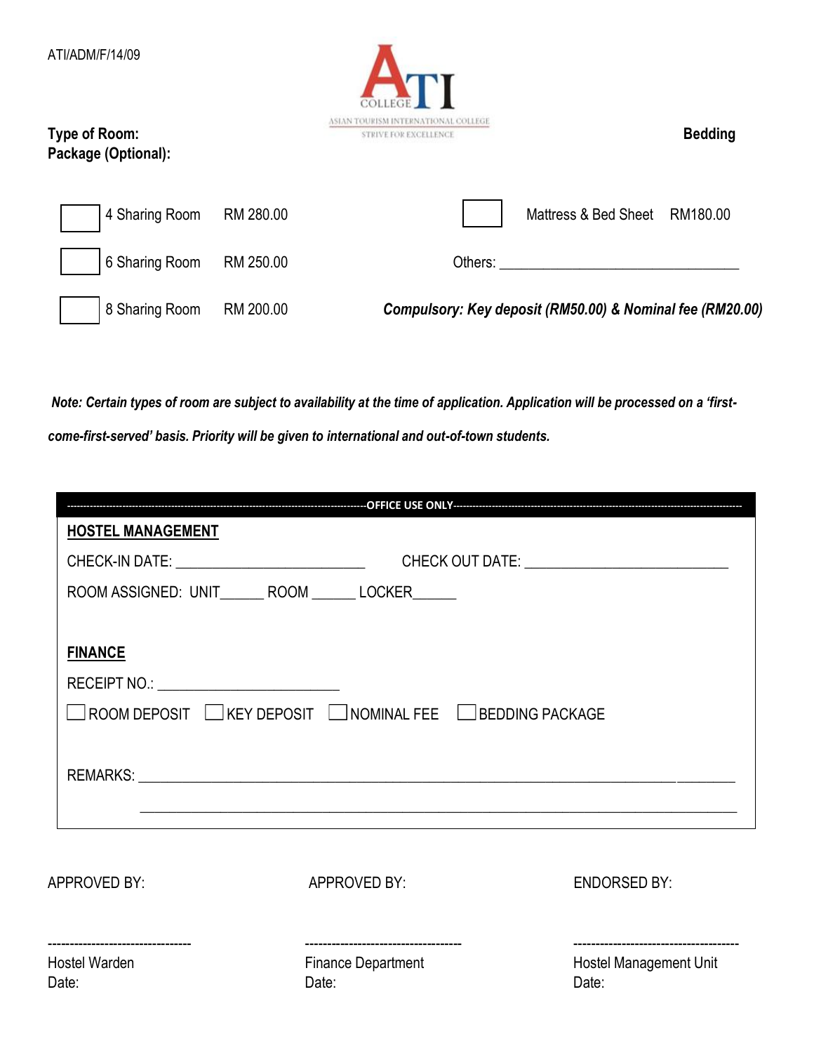ATI/ADM/F/14/09

ATI COLLEGE
ASIAN TOURISM INTERNATIONAL COLLEGE
STRIVE FOR EXCELLENCE

**Type of Room:**
**Package (Optional):**

**Bedding**

☐ 4 Sharing Room RM 280.00

☐ 6 Sharing Room RM 250.00

☐ 8 Sharing Room RM 200.00

☐ Mattress & Bed Sheet RM180.00

Others: ________________________________

***Compulsory: Key deposit (RM50.00) & Nominal fee (RM20.00)***

***Note: Certain types of room are subject to availability at the time of application. Application will be processed on a 'first-come-first-served' basis. Priority will be given to international and out-of-town students.***

---

**OFFICE USE ONLY**

**HOSTEL MANAGEMENT**

CHECK-IN DATE: ________________________ CHECK OUT DATE: __________________________

ROOM ASSIGNED: UNIT______ ROOM ______ LOCKER______

**FINANCE**

RECEIPT NO.: _______________________

☐ ROOM DEPOSIT ☐ KEY DEPOSIT ☐ NOMINAL FEE ☐ BEDDING PACKAGE

REMARKS: ______________________________________________________________________________

______________________________________________________________________________

---

APPROVED BY:

---------------------------------
Hostel Warden
Date:

APPROVED BY:

------------------------------------
Finance Department
Date:

ENDORSED BY:

--------------------------------------
Hostel Management Unit
Date: